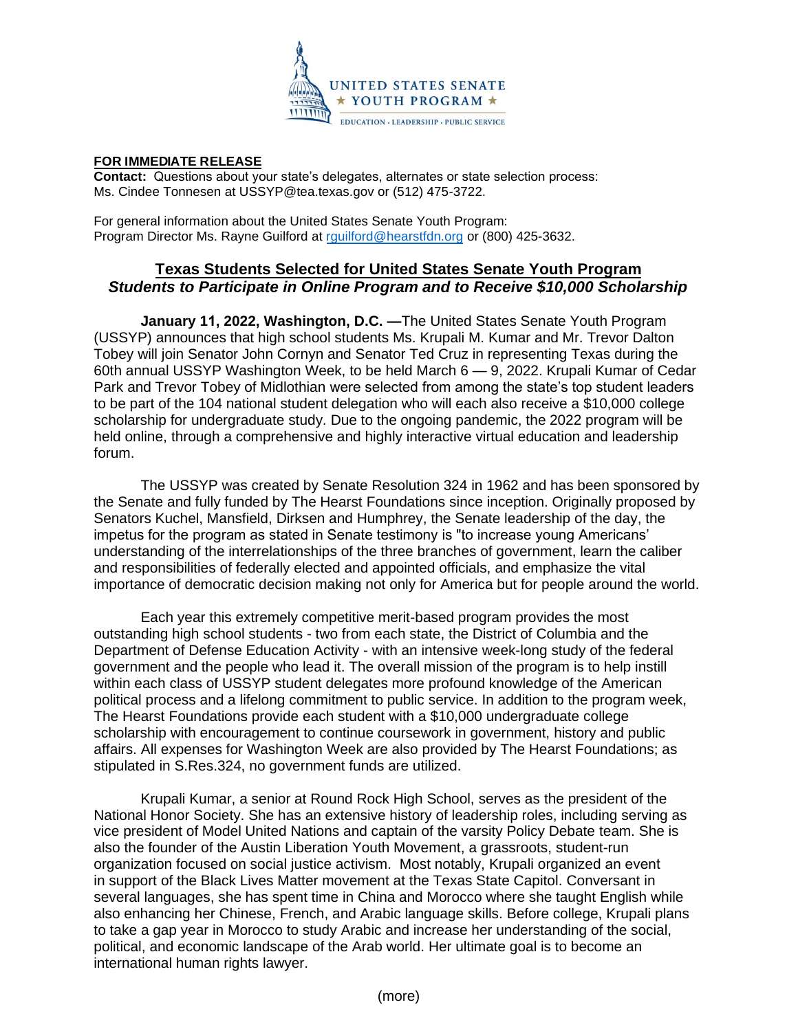UNITED STATES SENATE
★ YOUTH PROGRAM ★
EDUCATION · LEADERSHIP · PUBLIC SERVICE

**FOR IMMEDIATE RELEASE**
**Contact:** Questions about your state's delegates, alternates or state selection process:
Ms. Cindee Tonnesen at USSYP@tea.texas.gov or (512) 475-3722.

For general information about the United States Senate Youth Program:
Program Director Ms. Rayne Guilford at rguilford@hearstfdn.org or (800) 425-3632.

## Texas Students Selected for United States Senate Youth Program
### *Students to Participate in Online Program and to Receive $10,000 Scholarship*

**January 11, 2022, Washington, D.C. —**The United States Senate Youth Program (USSYP) announces that high school students Ms. Krupali M. Kumar and Mr. Trevor Dalton Tobey will join Senator John Cornyn and Senator Ted Cruz in representing Texas during the 60th annual USSYP Washington Week, to be held March 6 — 9, 2022. Krupali Kumar of Cedar Park and Trevor Tobey of Midlothian were selected from among the state's top student leaders to be part of the 104 national student delegation who will each also receive a $10,000 college scholarship for undergraduate study. Due to the ongoing pandemic, the 2022 program will be held online, through a comprehensive and highly interactive virtual education and leadership forum.

The USSYP was created by Senate Resolution 324 in 1962 and has been sponsored by the Senate and fully funded by The Hearst Foundations since inception. Originally proposed by Senators Kuchel, Mansfield, Dirksen and Humphrey, the Senate leadership of the day, the impetus for the program as stated in Senate testimony is "to increase young Americans' understanding of the interrelationships of the three branches of government, learn the caliber and responsibilities of federally elected and appointed officials, and emphasize the vital importance of democratic decision making not only for America but for people around the world.

Each year this extremely competitive merit-based program provides the most outstanding high school students - two from each state, the District of Columbia and the Department of Defense Education Activity - with an intensive week-long study of the federal government and the people who lead it. The overall mission of the program is to help instill within each class of USSYP student delegates more profound knowledge of the American political process and a lifelong commitment to public service. In addition to the program week, The Hearst Foundations provide each student with a $10,000 undergraduate college scholarship with encouragement to continue coursework in government, history and public affairs. All expenses for Washington Week are also provided by The Hearst Foundations; as stipulated in S.Res.324, no government funds are utilized.

Krupali Kumar, a senior at Round Rock High School, serves as the president of the National Honor Society. She has an extensive history of leadership roles, including serving as vice president of Model United Nations and captain of the varsity Policy Debate team. She is also the founder of the Austin Liberation Youth Movement, a grassroots, student-run organization focused on social justice activism. Most notably, Krupali organized an event in support of the Black Lives Matter movement at the Texas State Capitol. Conversant in several languages, she has spent time in China and Morocco where she taught English while also enhancing her Chinese, French, and Arabic language skills. Before college, Krupali plans to take a gap year in Morocco to study Arabic and increase her understanding of the social, political, and economic landscape of the Arab world. Her ultimate goal is to become an international human rights lawyer.

(more)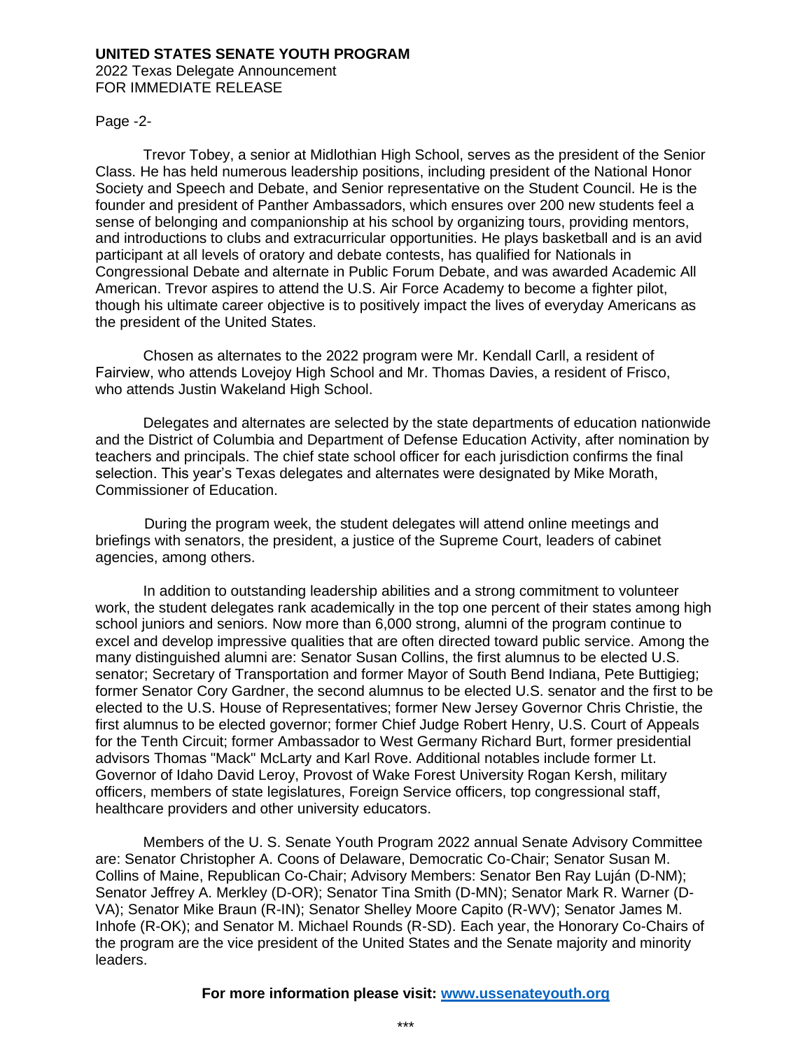Trevor Tobey, a senior at Midlothian High School, serves as the president of the Senior Class. He has held numerous leadership positions, including president of the National Honor Society and Speech and Debate, and Senior representative on the Student Council. He is the founder and president of Panther Ambassadors, which ensures over 200 new students feel a sense of belonging and companionship at his school by organizing tours, providing mentors, and introductions to clubs and extracurricular opportunities. He plays basketball and is an avid participant at all levels of oratory and debate contests, has qualified for Nationals in Congressional Debate and alternate in Public Forum Debate, and was awarded Academic All American. Trevor aspires to attend the U.S. Air Force Academy to become a fighter pilot, though his ultimate career objective is to positively impact the lives of everyday Americans as the president of the United States.

Chosen as alternates to the 2022 program were Mr. Kendall Carll, a resident of Fairview, who attends Lovejoy High School and Mr. Thomas Davies, a resident of Frisco, who attends Justin Wakeland High School.

Delegates and alternates are selected by the state departments of education nationwide and the District of Columbia and Department of Defense Education Activity, after nomination by teachers and principals. The chief state school officer for each jurisdiction confirms the final selection. This year's Texas delegates and alternates were designated by Mike Morath, Commissioner of Education.

During the program week, the student delegates will attend online meetings and briefings with senators, the president, a justice of the Supreme Court, leaders of cabinet agencies, among others.

In addition to outstanding leadership abilities and a strong commitment to volunteer work, the student delegates rank academically in the top one percent of their states among high school juniors and seniors. Now more than 6,000 strong, alumni of the program continue to excel and develop impressive qualities that are often directed toward public service. Among the many distinguished alumni are: Senator Susan Collins, the first alumnus to be elected U.S. senator; Secretary of Transportation and former Mayor of South Bend Indiana, Pete Buttigieg; former Senator Cory Gardner, the second alumnus to be elected U.S. senator and the first to be elected to the U.S. House of Representatives; former New Jersey Governor Chris Christie, the first alumnus to be elected governor; former Chief Judge Robert Henry, U.S. Court of Appeals for the Tenth Circuit; former Ambassador to West Germany Richard Burt, former presidential advisors Thomas "Mack" McLarty and Karl Rove. Additional notables include former Lt. Governor of Idaho David Leroy, Provost of Wake Forest University Rogan Kersh, military officers, members of state legislatures, Foreign Service officers, top congressional staff, healthcare providers and other university educators.

Members of the U. S. Senate Youth Program 2022 annual Senate Advisory Committee are: Senator Christopher A. Coons of Delaware, Democratic Co-Chair; Senator Susan M. Collins of Maine, Republican Co-Chair; Advisory Members: Senator Ben Ray Luján (D-NM); Senator Jeffrey A. Merkley (D-OR); Senator Tina Smith (D-MN); Senator Mark R. Warner (D-VA); Senator Mike Braun (R-IN); Senator Shelley Moore Capito (R-WV); Senator James M. Inhofe (R-OK); and Senator M. Michael Rounds (R-SD). Each year, the Honorary Co-Chairs of the program are the vice president of the United States and the Senate majority and minority leaders.

**For more information please visit: www.ussenateyouth.org**

\*\*\*